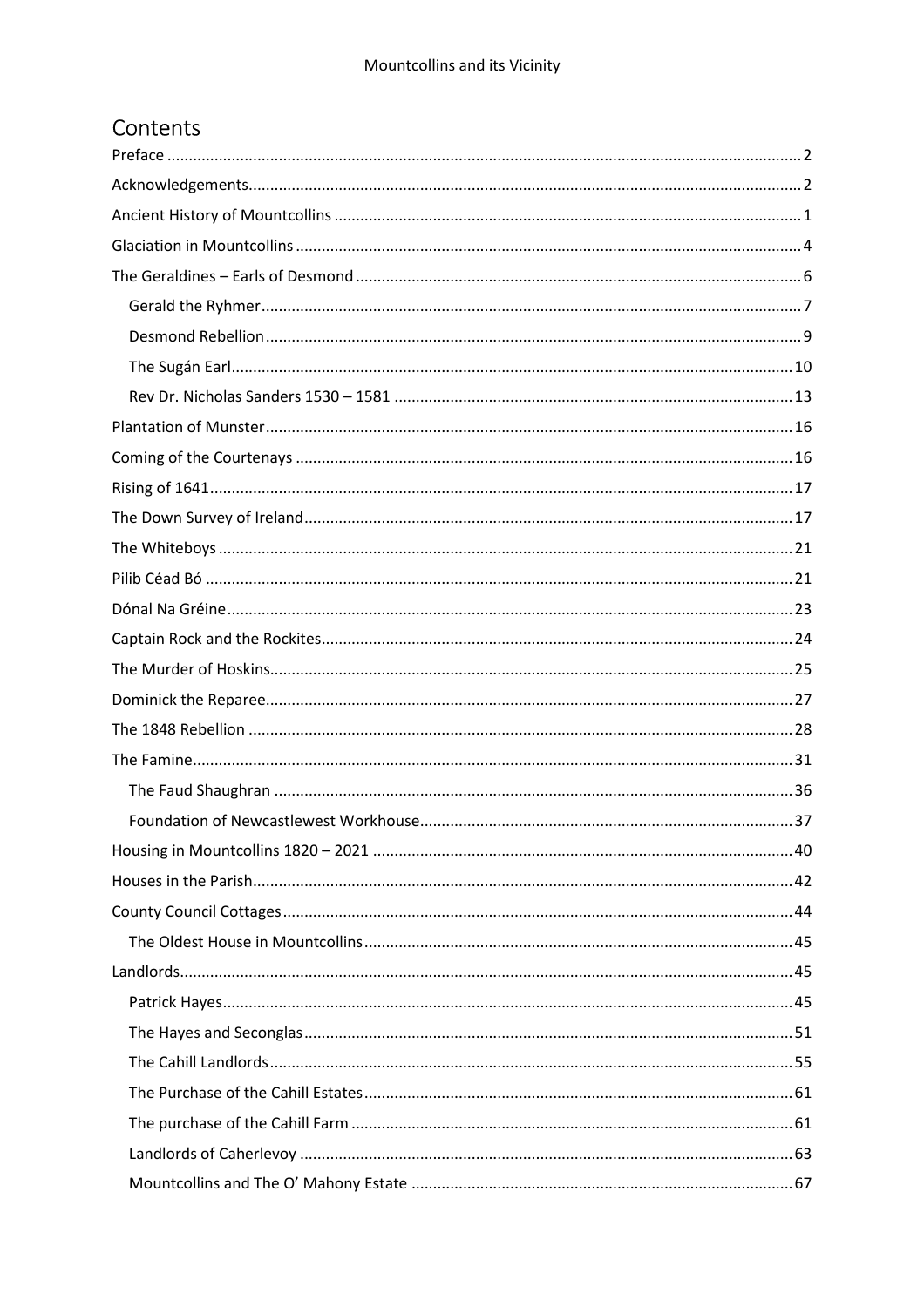# Contents

- Preface ........ 2
- Acknowledgements ........ 2
- Ancient History of Mountcollins ........ 1
- Glaciation in Mountcollins ........ 4
- The Geraldines – Earls of Desmond ........ 6
  - Gerald the Ryhmer ........ 7
  - Desmond Rebellion ........ 9
  - The Sugán Earl ........ 10
  - Rev Dr. Nicholas Sanders 1530 – 1581 ........ 13
- Plantation of Munster ........ 16
- Coming of the Courtenays ........ 16
- Rising of 1641 ........ 17
- The Down Survey of Ireland ........ 17
- The Whiteboys ........ 21
- Pilib Céad Bó ........ 21
- Dónal Na Gréine ........ 23
- Captain Rock and the Rockites ........ 24
- The Murder of Hoskins ........ 25
- Dominick the Reparee ........ 27
- The 1848 Rebellion ........ 28
- The Famine ........ 31
  - The Faud Shaughran ........ 36
  - Foundation of Newcastlewest Workhouse ........ 37
- Housing in Mountcollins 1820 – 2021 ........ 40
- Houses in the Parish ........ 42
- County Council Cottages ........ 44
  - The Oldest House in Mountcollins ........ 45
- Landlords ........ 45
  - Patrick Hayes ........ 45
  - The Hayes and Seconglas ........ 51
  - The Cahill Landlords ........ 55
  - The Purchase of the Cahill Estates ........ 61
  - The purchase of the Cahill Farm ........ 61
  - Landlords of Caherlevoy ........ 63
  - Mountcollins and The O' Mahony Estate ........ 67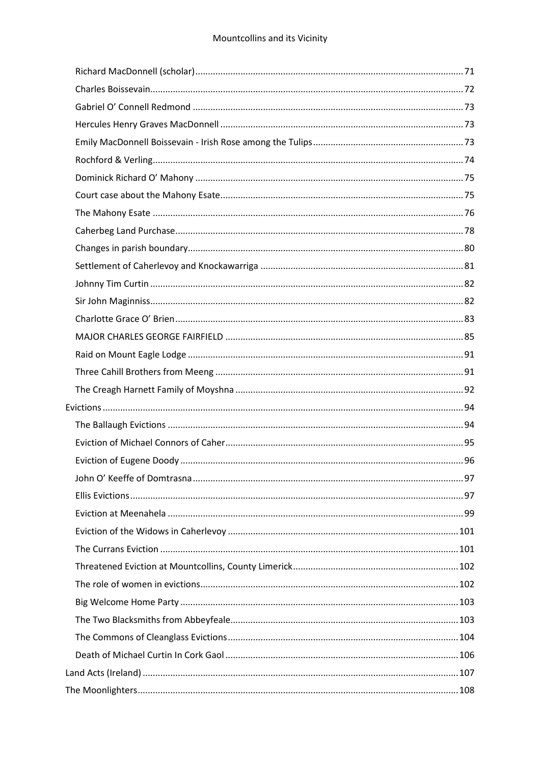Richard MacDonnell (scholar) ..... 71
Charles Boissevain ..... 72
Gabriel O' Connell Redmond ..... 73
Hercules Henry Graves MacDonnell ..... 73
Emily MacDonnell Boissevain - Irish Rose among the Tulips ..... 73
Rochford & Verling ..... 74
Dominick Richard O' Mahony ..... 75
Court case about the Mahony Esate ..... 75
The Mahony Esate ..... 76
Caherbeg Land Purchase ..... 78
Changes in parish boundary ..... 80
Settlement of Caherlevoy and Knockawarriga ..... 81
Johnny Tim Curtin ..... 82
Sir John Maginniss ..... 82
Charlotte Grace O' Brien ..... 83
MAJOR CHARLES GEORGE FAIRFIELD ..... 85
Raid on Mount Eagle Lodge ..... 91
Three Cahill Brothers from Meeng ..... 91
The Creagh Harnett Family of Moyshna ..... 92

Evictions ..... 94
The Ballaugh Evictions ..... 94
Eviction of Michael Connors of Caher ..... 95
Eviction of Eugene Doody ..... 96
John O' Keeffe of Domtrasna ..... 97
Ellis Evictions ..... 97
Eviction at Meenahela ..... 99
Eviction of the Widows in Caherlevoy ..... 101
The Currans Eviction ..... 101
Threatened Eviction at Mountcollins, County Limerick ..... 102
The role of women in evictions ..... 102
Big Welcome Home Party ..... 103
The Two Blacksmiths from Abbeyfeale ..... 103
The Commons of Cleanglass Evictions ..... 104
Death of Michael Curtin In Cork Gaol ..... 106

Land Acts (Ireland) ..... 107

The Moonlighters ..... 108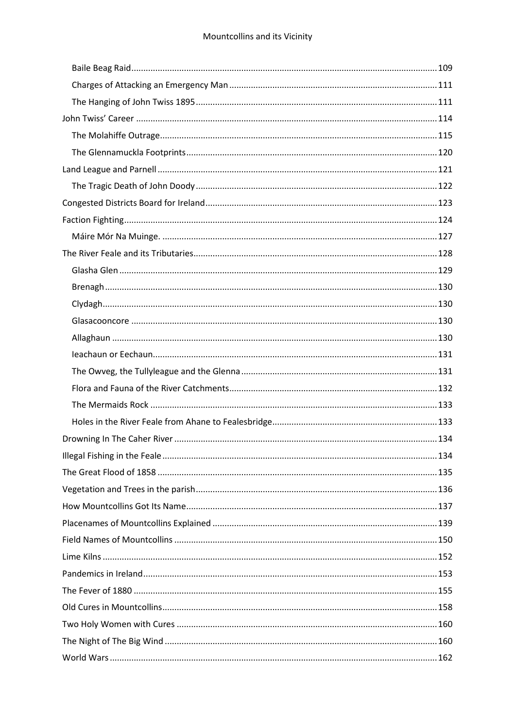- Baile Beag Raid ... 109
- Charges of Attacking an Emergency Man ... 111
- The Hanging of John Twiss 1895 ... 111

John Twiss' Career ... 114

- The Molahiffe Outrage ... 115
- The Glennamuckla Footprints ... 120

Land League and Parnell ... 121

- The Tragic Death of John Doody ... 122

Congested Districts Board for Ireland ... 123

Faction Fighting ... 124

- Máire Mór Na Muinge. ... 127

The River Feale and its Tributaries ... 128

- Glasha Glen ... 129
- Brenagh ... 130
- Clydagh ... 130
- Glasacooncore ... 130
- Allaghaun ... 130
- Ieachaun or Eechaun ... 131
- The Owveg, the Tullyleague and the Glenna ... 131
- Flora and Fauna of the River Catchments ... 132
- The Mermaids Rock ... 133
- Holes in the River Feale from Ahane to Fealesbridge ... 133

Drowning In The Caher River ... 134

Illegal Fishing in the Feale ... 134

The Great Flood of 1858 ... 135

Vegetation and Trees in the parish ... 136

How Mountcollins Got Its Name ... 137

Placenames of Mountcollins Explained ... 139

Field Names of Mountcollins ... 150

Lime Kilns ... 152

Pandemics in Ireland ... 153

The Fever of 1880 ... 155

Old Cures in Mountcollins ... 158

Two Holy Women with Cures ... 160

The Night of The Big Wind ... 160

World Wars ... 162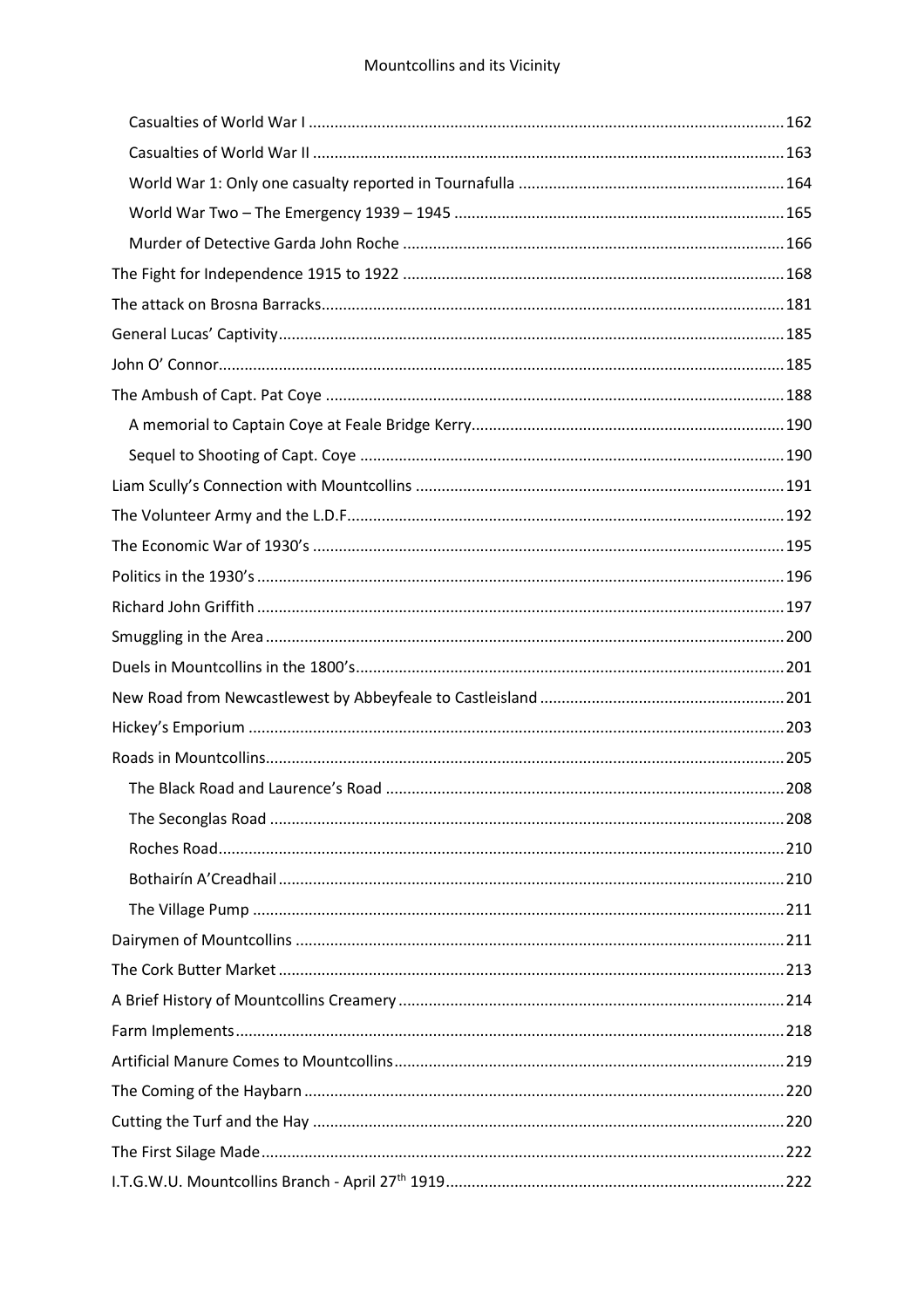- Casualties of World War I ... 162
- Casualties of World War II ... 163
- World War 1: Only one casualty reported in Tournafulla ... 164
- World War Two – The Emergency 1939 – 1945 ... 165
- Murder of Detective Garda John Roche ... 166

The Fight for Independence 1915 to 1922 ... 168

The attack on Brosna Barracks ... 181

General Lucas' Captivity ... 185

John O' Connor ... 185

The Ambush of Capt. Pat Coye ... 188

- A memorial to Captain Coye at Feale Bridge Kerry ... 190
- Sequel to Shooting of Capt. Coye ... 190

Liam Scully's Connection with Mountcollins ... 191

The Volunteer Army and the L.D.F. ... 192

The Economic War of 1930's ... 195

Politics in the 1930's ... 196

Richard John Griffith ... 197

Smuggling in the Area ... 200

Duels in Mountcollins in the 1800's ... 201

New Road from Newcastlewest by Abbeyfeale to Castleisland ... 201

Hickey's Emporium ... 203

Roads in Mountcollins ... 205

- The Black Road and Laurence's Road ... 208
- The Seconglas Road ... 208
- Roches Road ... 210
- Bothairín A'Creadhail ... 210
- The Village Pump ... 211

Dairymen of Mountcollins ... 211

The Cork Butter Market ... 213

A Brief History of Mountcollins Creamery ... 214

Farm Implements ... 218

Artificial Manure Comes to Mountcollins ... 219

The Coming of the Haybarn ... 220

Cutting the Turf and the Hay ... 220

The First Silage Made ... 222

I.T.G.W.U. Mountcollins Branch - April 27th 1919 ... 222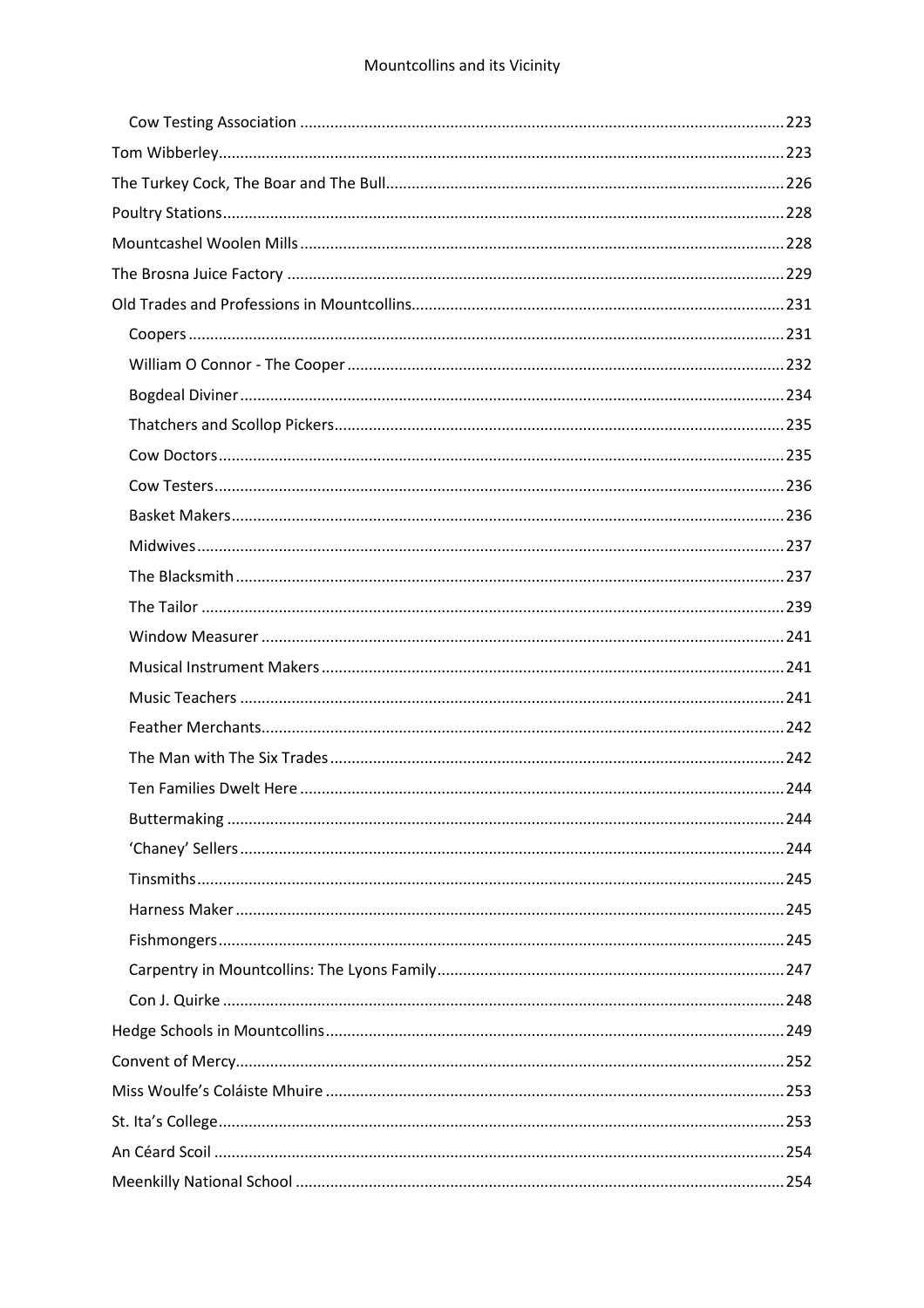- Cow Testing Association ........ 223
- Tom Wibberley ........ 223
- The Turkey Cock, The Boar and The Bull ........ 226
- Poultry Stations ........ 228
- Mountcashel Woolen Mills ........ 228
- The Brosna Juice Factory ........ 229
- Old Trades and Professions in Mountcollins ........ 231
  - Coopers ........ 231
  - William O Connor - The Cooper ........ 232
  - Bogdeal Diviner ........ 234
  - Thatchers and Scollop Pickers ........ 235
  - Cow Doctors ........ 235
  - Cow Testers ........ 236
  - Basket Makers ........ 236
  - Midwives ........ 237
  - The Blacksmith ........ 237
  - The Tailor ........ 239
  - Window Measurer ........ 241
  - Musical Instrument Makers ........ 241
  - Music Teachers ........ 241
  - Feather Merchants ........ 242
  - The Man with The Six Trades ........ 242
  - Ten Families Dwelt Here ........ 244
  - Buttermaking ........ 244
  - 'Chaney' Sellers ........ 244
  - Tinsmiths ........ 245
  - Harness Maker ........ 245
  - Fishmongers ........ 245
  - Carpentry in Mountcollins: The Lyons Family ........ 247
  - Con J. Quirke ........ 248
- Hedge Schools in Mountcollins ........ 249
- Convent of Mercy ........ 252
- Miss Woulfe's Coláiste Mhuire ........ 253
- St. Ita's College ........ 253
- An Céard Scoil ........ 254
- Meenkilly National School ........ 254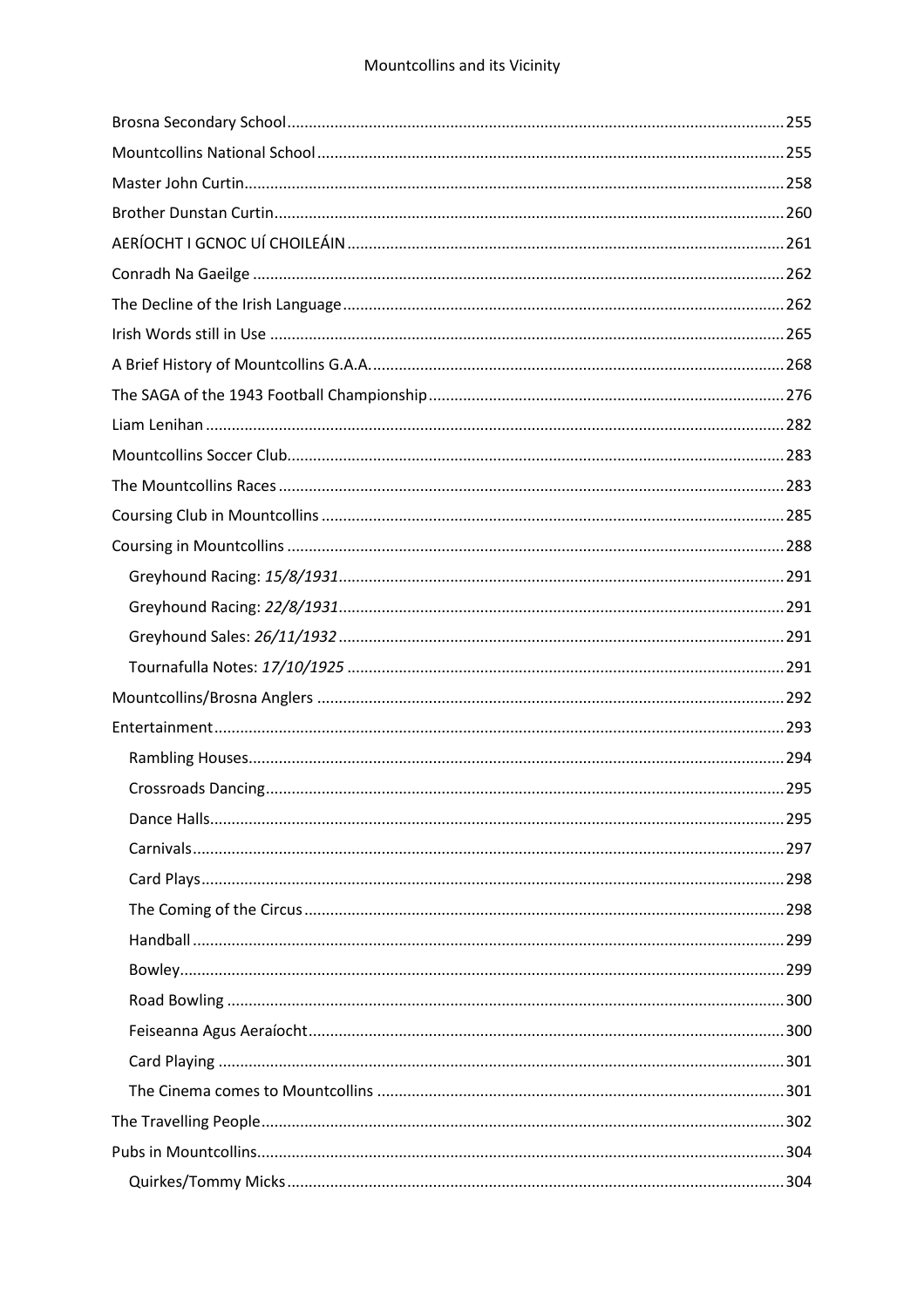- Brosna Secondary School .......... 255
- Mountcollins National School .......... 255
- Master John Curtin .......... 258
- Brother Dunstan Curtin .......... 260
- AERÍOCHT I GCNOC UÍ CHOILEÁIN .......... 261
- Conradh Na Gaeilge .......... 262
- The Decline of the Irish Language .......... 262
- Irish Words still in Use .......... 265
- A Brief History of Mountcollins G.A.A. .......... 268
- The SAGA of the 1943 Football Championship .......... 276
- Liam Lenihan .......... 282
- Mountcollins Soccer Club .......... 283
- The Mountcollins Races .......... 283
- Coursing Club in Mountcollins .......... 285
- Coursing in Mountcollins .......... 288
  - Greyhound Racing: *15/8/1931* .......... 291
  - Greyhound Racing: *22/8/1931* .......... 291
  - Greyhound Sales: *26/11/1932* .......... 291
  - Tournafulla Notes: *17/10/1925* .......... 291
- Mountcollins/Brosna Anglers .......... 292
- Entertainment .......... 293
  - Rambling Houses .......... 294
  - Crossroads Dancing .......... 295
  - Dance Halls .......... 295
  - Carnivals .......... 297
  - Card Plays .......... 298
  - The Coming of the Circus .......... 298
  - Handball .......... 299
  - Bowley .......... 299
  - Road Bowling .......... 300
  - Feiseanna Agus Aeraíocht .......... 300
  - Card Playing .......... 301
  - The Cinema comes to Mountcollins .......... 301
- The Travelling People .......... 302
- Pubs in Mountcollins .......... 304
  - Quirkes/Tommy Micks .......... 304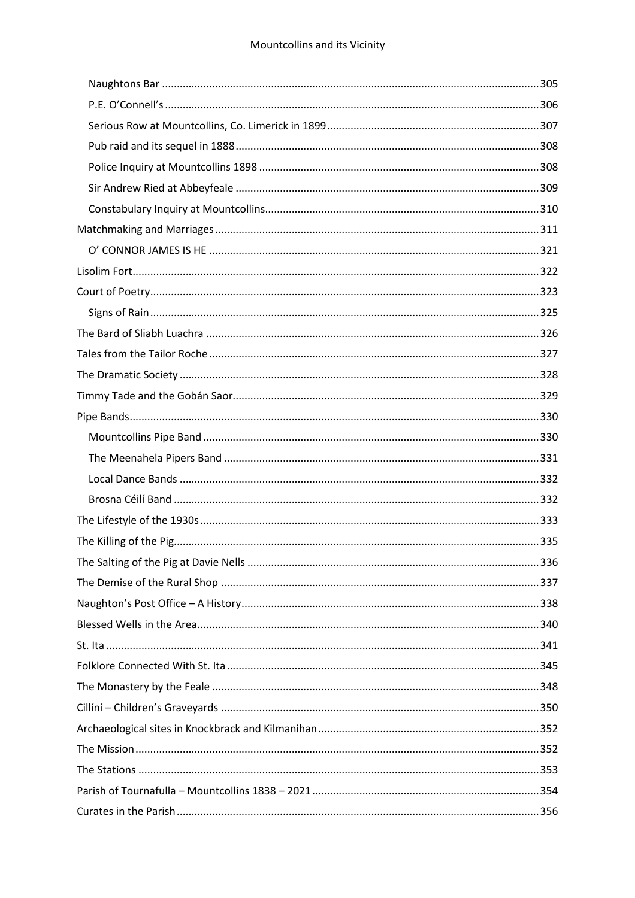- Naughtons Bar ... 305
- P.E. O'Connell's ... 306
- Serious Row at Mountcollins, Co. Limerick in 1899 ... 307
- Pub raid and its sequel in 1888 ... 308
- Police Inquiry at Mountcollins 1898 ... 308
- Sir Andrew Ried at Abbeyfeale ... 309
- Constabulary Inquiry at Mountcollins ... 310

Matchmaking and Marriages ... 311

- O' CONNOR JAMES IS HE ... 321

Lisolim Fort ... 322

Court of Poetry ... 323

- Signs of Rain ... 325

The Bard of Sliabh Luachra ... 326

Tales from the Tailor Roche ... 327

The Dramatic Society ... 328

Timmy Tade and the Gobán Saor ... 329

Pipe Bands ... 330

- Mountcollins Pipe Band ... 330
- The Meenahela Pipers Band ... 331
- Local Dance Bands ... 332
- Brosna Céilí Band ... 332

The Lifestyle of the 1930s ... 333

The Killing of the Pig ... 335

The Salting of the Pig at Davie Nells ... 336

The Demise of the Rural Shop ... 337

Naughton's Post Office – A History ... 338

Blessed Wells in the Area ... 340

St. Ita ... 341

Folklore Connected With St. Ita ... 345

The Monastery by the Feale ... 348

Cillíní – Children's Graveyards ... 350

Archaeological sites in Knockbrack and Kilmanihan ... 352

The Mission ... 352

The Stations ... 353

Parish of Tournafulla – Mountcollins 1838 – 2021 ... 354

Curates in the Parish ... 356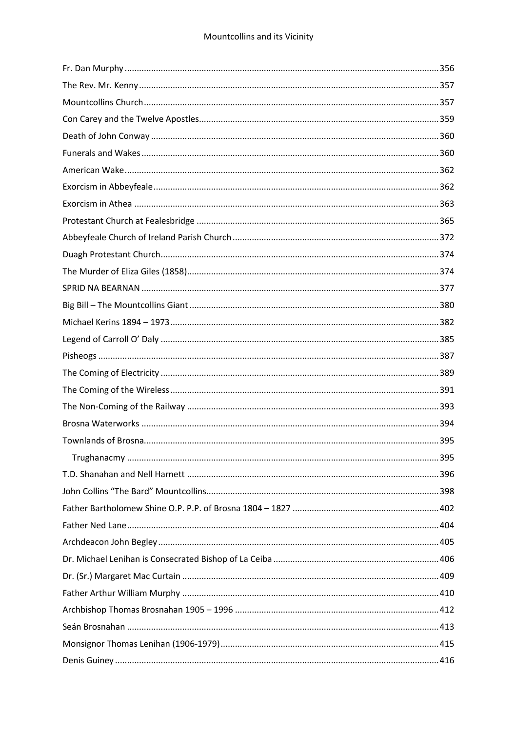Fr. Dan Murphy ............................................................ 356
The Rev. Mr. Kenny ............................................................ 357
Mountcollins Church ............................................................ 357
Con Carey and the Twelve Apostles ............................................................ 359
Death of John Conway ............................................................ 360
Funerals and Wakes ............................................................ 360
American Wake ............................................................ 362
Exorcism in Abbeyfeale ............................................................ 362
Exorcism in Athea ............................................................ 363
Protestant Church at Fealesbridge ............................................................ 365
Abbeyfeale Church of Ireland Parish Church ............................................................ 372
Duagh Protestant Church ............................................................ 374
The Murder of Eliza Giles (1858) ............................................................ 374
SPRID NA BEARNAN ............................................................ 377
Big Bill – The Mountcollins Giant ............................................................ 380
Michael Kerins 1894 – 1973 ............................................................ 382
Legend of Carroll O' Daly ............................................................ 385
Pisheogs ............................................................ 387
The Coming of Electricity ............................................................ 389
The Coming of the Wireless ............................................................ 391
The Non-Coming of the Railway ............................................................ 393
Brosna Waterworks ............................................................ 394
Townlands of Brosna ............................................................ 395
    Trughanacmy ............................................................ 395
T.D. Shanahan and Nell Harnett ............................................................ 396
John Collins "The Bard" Mountcollins ............................................................ 398
Father Bartholomew Shine O.P. P.P. of Brosna 1804 – 1827 ............................................................ 402
Father Ned Lane ............................................................ 404
Archdeacon John Begley ............................................................ 405
Dr. Michael Lenihan is Consecrated Bishop of La Ceiba ............................................................ 406
Dr. (Sr.) Margaret Mac Curtain ............................................................ 409
Father Arthur William Murphy ............................................................ 410
Archbishop Thomas Brosnahan 1905 – 1996 ............................................................ 412
Seán Brosnahan ............................................................ 413
Monsignor Thomas Lenihan (1906-1979) ............................................................ 415
Denis Guiney ............................................................ 416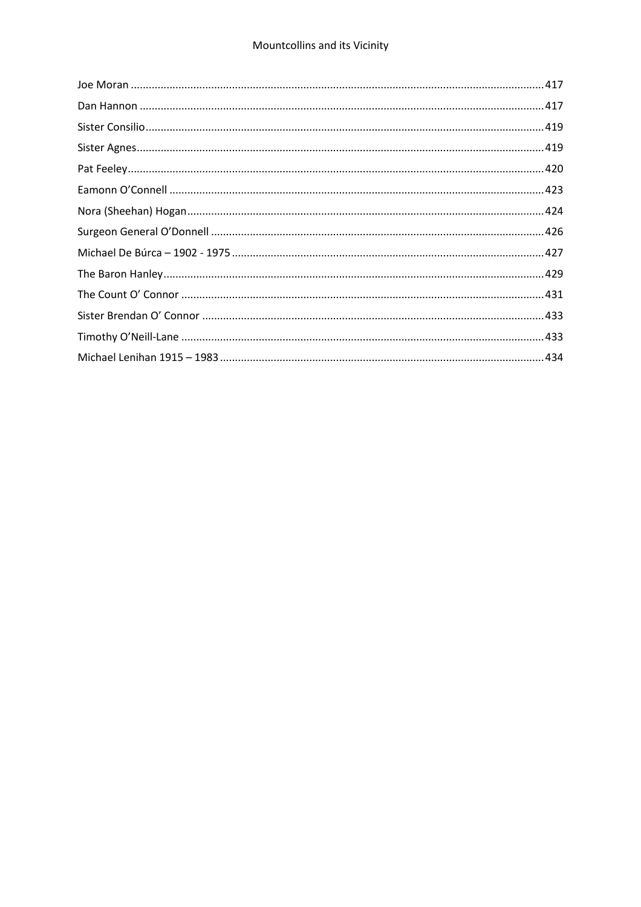Joe Moran ........................................................................................................................ 417

Dan Hannon ...................................................................................................................... 417

Sister Consilio.................................................................................................................... 419

Sister Agnes....................................................................................................................... 419

Pat Feeley.......................................................................................................................... 420

Eamonn O'Connell ............................................................................................................ 423

Nora (Sheehan) Hogan...................................................................................................... 424

Surgeon General O'Donnell .............................................................................................. 426

Michael De Búrca – 1902 - 1975 ....................................................................................... 427

The Baron Hanley.............................................................................................................. 429

The Count O' Connor ........................................................................................................ 431

Sister Brendan O' Connor ................................................................................................. 433

Timothy O'Neill-Lane ........................................................................................................ 433

Michael Lenihan 1915 – 1983 ........................................................................................... 434